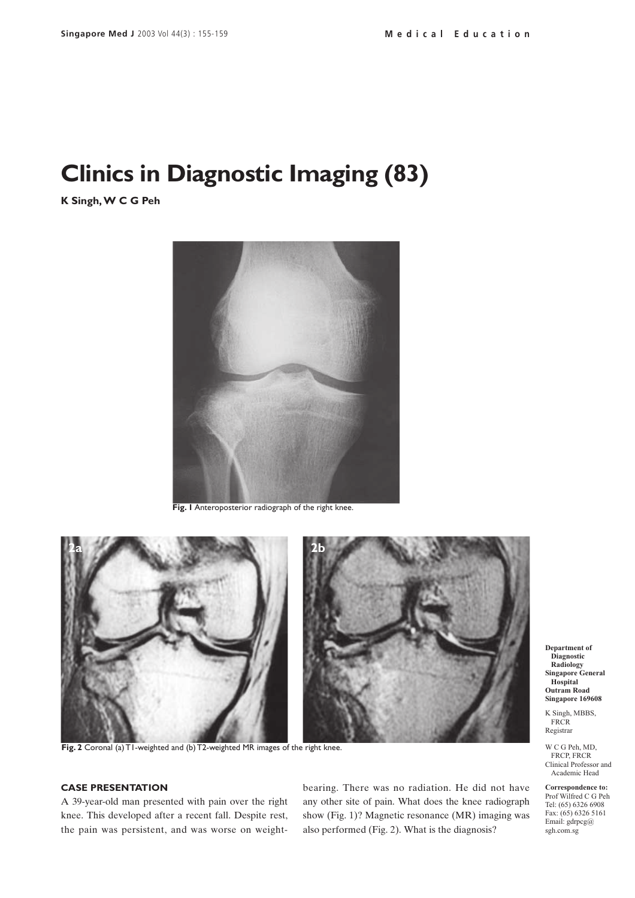# Clinics in Diagnostic Imaging (83)

**K Singh, W C G Peh**

**Fig. 1** Anteroposterior radiograph of the right knee.

**Fig. 2** Coronal (a) T1-weighted and (b) T2-weighted MR images of the right knee.

**Department of Diagnostic Radiology**
**Singapore General Hospital**
**Outram Road**
**Singapore 169608**

K Singh, MBBS, FRCR
Registrar

W C G Peh, MD, FRCP, FRCR
Clinical Professor and Academic Head

**Correspondence to:**
Prof Wilfred C G Peh
Tel: (65) 6326 6908
Fax: (65) 6326 5161
Email: gdrpcg@sgh.com.sg

## CASE PRESENTATION

A 39-year-old man presented with pain over the right knee. This developed after a recent fall. Despite rest, the pain was persistent, and was worse on weight-bearing. There was no radiation. He did not have any other site of pain. What does the knee radiograph show (Fig. 1)? Magnetic resonance (MR) imaging was also performed (Fig. 2). What is the diagnosis?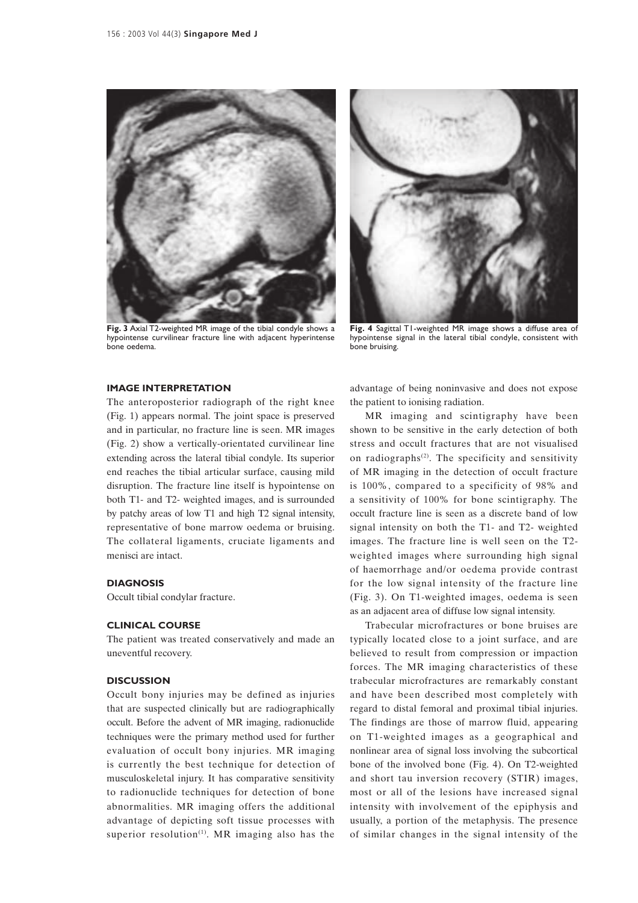**Fig. 3** Axial T2-weighted MR image of the tibial condyle shows a hypointense curvilinear fracture line with adjacent hyperintense bone oedema.

**Fig. 4** Sagittal T1-weighted MR image shows a diffuse area of hypointense signal in the lateral tibial condyle, consistent with bone bruising.

## IMAGE INTERPRETATION

The anteroposterior radiograph of the right knee (Fig. 1) appears normal. The joint space is preserved and in particular, no fracture line is seen. MR images (Fig. 2) show a vertically-orientated curvilinear line extending across the lateral tibial condyle. Its superior end reaches the tibial articular surface, causing mild disruption. The fracture line itself is hypointense on both T1- and T2- weighted images, and is surrounded by patchy areas of low T1 and high T2 signal intensity, representative of bone marrow oedema or bruising. The collateral ligaments, cruciate ligaments and menisci are intact.

## DIAGNOSIS

Occult tibial condylar fracture.

## CLINICAL COURSE

The patient was treated conservatively and made an uneventful recovery.

## DISCUSSION

Occult bony injuries may be defined as injuries that are suspected clinically but are radiographically occult. Before the advent of MR imaging, radionuclide techniques were the primary method used for further evaluation of occult bony injuries. MR imaging is currently the best technique for detection of musculoskeletal injury. It has comparative sensitivity to radionuclide techniques for detection of bone abnormalities. MR imaging offers the additional advantage of depicting soft tissue processes with superior resolution[1]. MR imaging also has the advantage of being noninvasive and does not expose the patient to ionising radiation.

MR imaging and scintigraphy have been shown to be sensitive in the early detection of both stress and occult fractures that are not visualised on radiographs[2]. The specificity and sensitivity of MR imaging in the detection of occult fracture is 100%, compared to a specificity of 98% and a sensitivity of 100% for bone scintigraphy. The occult fracture line is seen as a discrete band of low signal intensity on both the T1- and T2- weighted images. The fracture line is well seen on the T2-weighted images where surrounding high signal of haemorrhage and/or oedema provide contrast for the low signal intensity of the fracture line (Fig. 3). On T1-weighted images, oedema is seen as an adjacent area of diffuse low signal intensity.

Trabecular microfractures or bone bruises are typically located close to a joint surface, and are believed to result from compression or impaction forces. The MR imaging characteristics of these trabecular microfractures are remarkably constant and have been described most completely with regard to distal femoral and proximal tibial injuries. The findings are those of marrow fluid, appearing on T1-weighted images as a geographical and nonlinear area of signal loss involving the subcortical bone of the involved bone (Fig. 4). On T2-weighted and short tau inversion recovery (STIR) images, most or all of the lesions have increased signal intensity with involvement of the epiphysis and usually, a portion of the metaphysis. The presence of similar changes in the signal intensity of the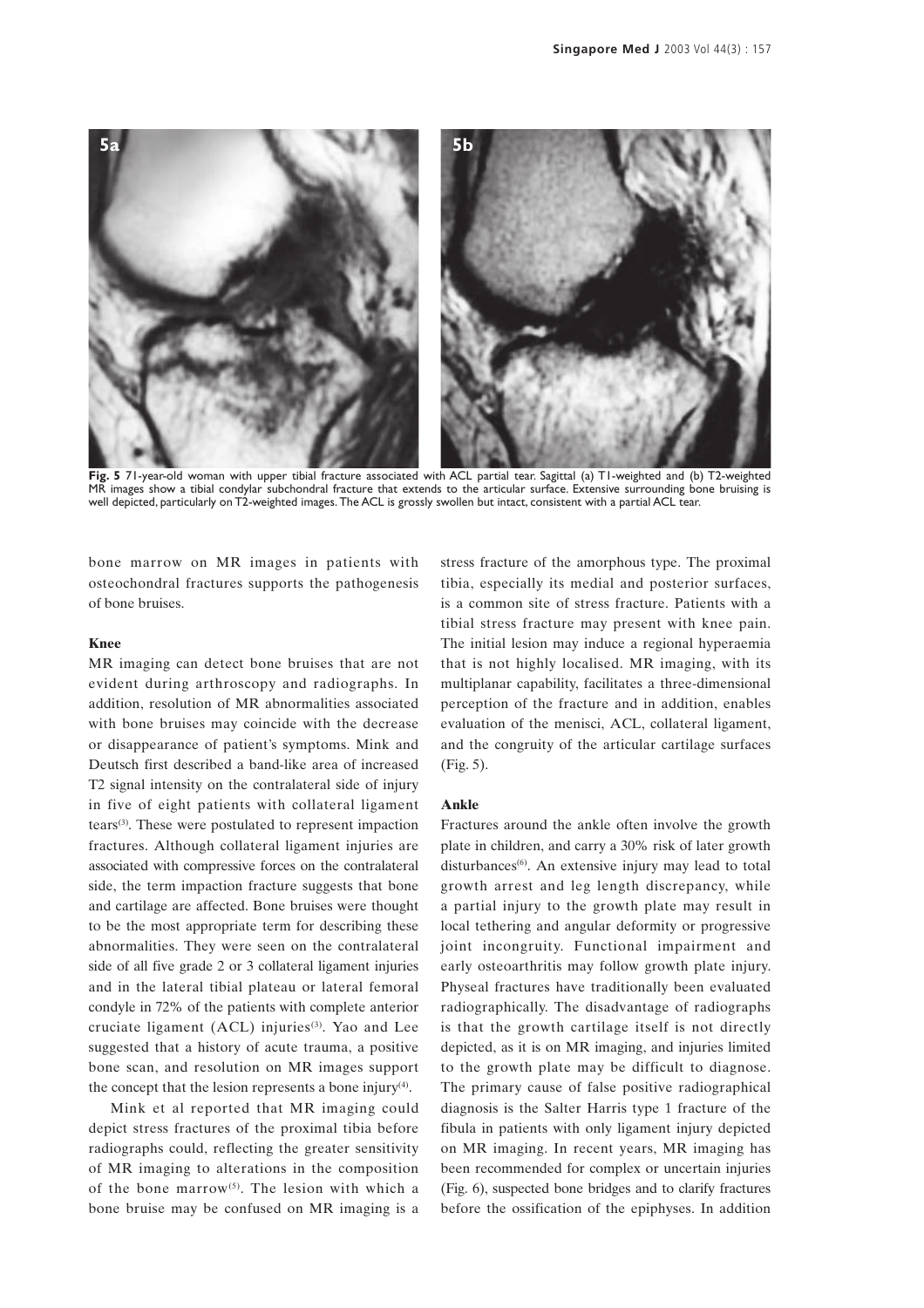**Fig. 5** 71-year-old woman with upper tibial fracture associated with ACL partial tear. Sagittal (a) T1-weighted and (b) T2-weighted MR images show a tibial condylar subchondral fracture that extends to the articular surface. Extensive surrounding bone bruising is well depicted, particularly on T2-weighted images. The ACL is grossly swollen but intact, consistent with a partial ACL tear.

bone marrow on MR images in patients with osteochondral fractures supports the pathogenesis of bone bruises.

### Knee

MR imaging can detect bone bruises that are not evident during arthroscopy and radiographs. In addition, resolution of MR abnormalities associated with bone bruises may coincide with the decrease or disappearance of patient's symptoms. Mink and Deutsch first described a band-like area of increased T2 signal intensity on the contralateral side of injury in five of eight patients with collateral ligament tears[3]. These were postulated to represent impaction fractures. Although collateral ligament injuries are associated with compressive forces on the contralateral side, the term impaction fracture suggests that bone and cartilage are affected. Bone bruises were thought to be the most appropriate term for describing these abnormalities. They were seen on the contralateral side of all five grade 2 or 3 collateral ligament injuries and in the lateral tibial plateau or lateral femoral condyle in 72% of the patients with complete anterior cruciate ligament (ACL) injuries[3]. Yao and Lee suggested that a history of acute trauma, a positive bone scan, and resolution on MR images support the concept that the lesion represents a bone injury[4].

Mink et al reported that MR imaging could depict stress fractures of the proximal tibia before radiographs could, reflecting the greater sensitivity of MR imaging to alterations in the composition of the bone marrow[5]. The lesion with which a bone bruise may be confused on MR imaging is a stress fracture of the amorphous type. The proximal tibia, especially its medial and posterior surfaces, is a common site of stress fracture. Patients with a tibial stress fracture may present with knee pain. The initial lesion may induce a regional hyperaemia that is not highly localised. MR imaging, with its multiplanar capability, facilitates a three-dimensional perception of the fracture and in addition, enables evaluation of the menisci, ACL, collateral ligament, and the congruity of the articular cartilage surfaces (Fig. 5).

### Ankle

Fractures around the ankle often involve the growth plate in children, and carry a 30% risk of later growth disturbances[6]. An extensive injury may lead to total growth arrest and leg length discrepancy, while a partial injury to the growth plate may result in local tethering and angular deformity or progressive joint incongruity. Functional impairment and early osteoarthritis may follow growth plate injury. Physeal fractures have traditionally been evaluated radiographically. The disadvantage of radiographs is that the growth cartilage itself is not directly depicted, as it is on MR imaging, and injuries limited to the growth plate may be difficult to diagnose. The primary cause of false positive radiographical diagnosis is the Salter Harris type 1 fracture of the fibula in patients with only ligament injury depicted on MR imaging. In recent years, MR imaging has been recommended for complex or uncertain injuries (Fig. 6), suspected bone bridges and to clarify fractures before the ossification of the epiphyses. In addition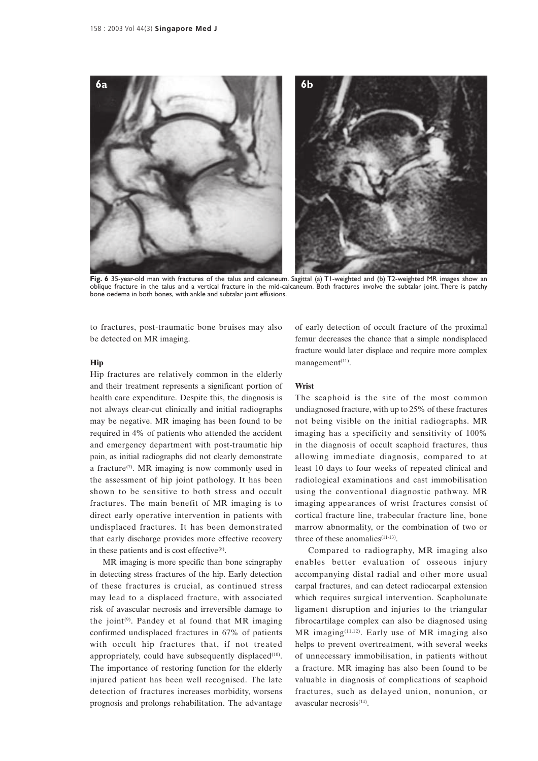**Fig. 6** 35-year-old man with fractures of the talus and calcaneum. Sagittal (a) T1-weighted and (b) T2-weighted MR images show an oblique fracture in the talus and a vertical fracture in the mid-calcaneum. Both fractures involve the subtalar joint. There is patchy bone oedema in both bones, with ankle and subtalar joint effusions.

to fractures, post-traumatic bone bruises may also be detected on MR imaging.

### Hip

Hip fractures are relatively common in the elderly and their treatment represents a significant portion of health care expenditure. Despite this, the diagnosis is not always clear-cut clinically and initial radiographs may be negative. MR imaging has been found to be required in 4% of patients who attended the accident and emergency department with post-traumatic hip pain, as initial radiographs did not clearly demonstrate a fracture[7]. MR imaging is now commonly used in the assessment of hip joint pathology. It has been shown to be sensitive to both stress and occult fractures. The main benefit of MR imaging is to direct early operative intervention in patients with undisplaced fractures. It has been demonstrated that early discharge provides more effective recovery in these patients and is cost effective[8].

MR imaging is more specific than bone scingraphy in detecting stress fractures of the hip. Early detection of these fractures is crucial, as continued stress may lead to a displaced fracture, with associated risk of avascular necrosis and irreversible damage to the joint[9]. Pandey et al found that MR imaging confirmed undisplaced fractures in 67% of patients with occult hip fractures that, if not treated appropriately, could have subsequently displaced[10]. The importance of restoring function for the elderly injured patient has been well recognised. The late detection of fractures increases morbidity, worsens prognosis and prolongs rehabilitation. The advantage of early detection of occult fracture of the proximal femur decreases the chance that a simple nondisplaced fracture would later displace and require more complex management[11].

### Wrist

The scaphoid is the site of the most common undiagnosed fracture, with up to 25% of these fractures not being visible on the initial radiographs. MR imaging has a specificity and sensitivity of 100% in the diagnosis of occult scaphoid fractures, thus allowing immediate diagnosis, compared to at least 10 days to four weeks of repeated clinical and radiological examinations and cast immobilisation using the conventional diagnostic pathway. MR imaging appearances of wrist fractures consist of cortical fracture line, trabecular fracture line, bone marrow abnormality, or the combination of two or three of these anomalies[11-13].

Compared to radiography, MR imaging also enables better evaluation of osseous injury accompanying distal radial and other more usual carpal fractures, and can detect radiocarpal extension which requires surgical intervention. Scapholunate ligament disruption and injuries to the triangular fibrocartilage complex can also be diagnosed using MR imaging[11,12]. Early use of MR imaging also helps to prevent overtreatment, with several weeks of unnecessary immobilisation, in patients without a fracture. MR imaging has also been found to be valuable in diagnosis of complications of scaphoid fractures, such as delayed union, nonunion, or avascular necrosis[14].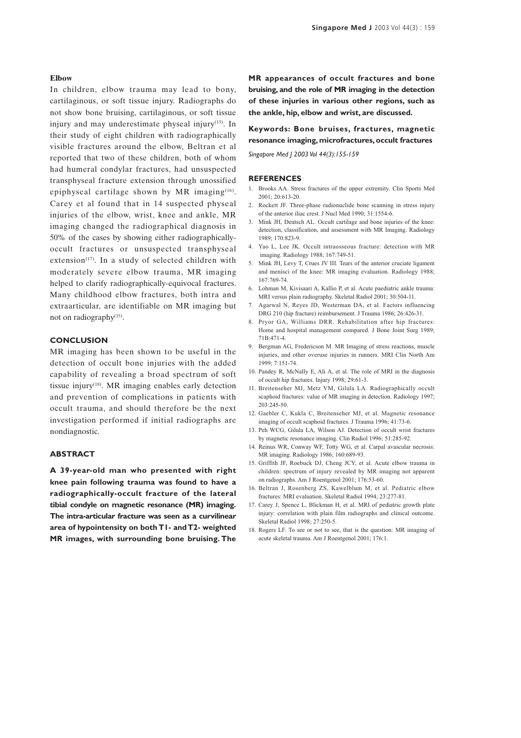### Elbow

In children, elbow trauma may lead to bony, cartilaginous, or soft tissue injury. Radiographs do not show bone bruising, cartilaginous, or soft tissue injury and may underestimate physeal injury[15]. In their study of eight children with radiographically visible fractures around the elbow, Beltran et al reported that two of these children, both of whom had humeral condylar fractures, had unsuspected transphyseal fracture extension through unossified epiphyseal cartilage shown by MR imaging[16]. Carey et al found that in 14 suspected physeal injuries of the elbow, wrist, knee and ankle, MR imaging changed the radiographical diagnosis in 50% of the cases by showing either radiographically-occult fractures or unsuspected transphyseal extension[17]. In a study of selected children with moderately severe elbow trauma, MR imaging helped to clarify radiographically-equivocal fractures. Many childhood elbow fractures, both intra and extraarticular, are identifiable on MR imaging but not on radiography[15].

## CONCLUSION

MR imaging has been shown to be useful in the detection of occult bone injuries with the added capability of revealing a broad spectrum of soft tissue injury[18]. MR imaging enables early detection and prevention of complications in patients with occult trauma, and should therefore be the next investigation performed if initial radiographs are nondiagnostic.

## ABSTRACT

**A 39-year-old man who presented with right knee pain following trauma was found to have a radiographically-occult fracture of the lateral tibial condyle on magnetic resonance (MR) imaging. The intra-articular fracture was seen as a curvilinear area of hypointensity on both T1- and T2- weighted MR images, with surrounding bone bruising. The MR appearances of occult fractures and bone bruising, and the role of MR imaging in the detection of these injuries in various other regions, such as the ankle, hip, elbow and wrist, are discussed.**

**Keywords: Bone bruises, fractures, magnetic resonance imaging, microfractures, occult fractures**

*Singapore Med J 2003 Vol 44(3):155-159*

## REFERENCES

1. Brooks AA. Stress fractures of the upper extremity. Clin Sports Med 2001; 20:613-20.
2. Rockett JF. Three-phase radionuclide bone scanning in stress injury of the anterior iliac crest. J Nucl Med 1990; 31:1554-6.
3. Mink JH, Deutsch AL. Occult cartilage and bone injuries of the knee: detection, classification, and assessment with MR Imaging. Radiology 1989; 170:823-9.
4. Yao L, Lee JK. Occult intraosseous fracture: detection with MR imaging. Radiology 1988; 167:749-51.
5. Mink JH, Levy T, Crues JV III. Tears of the anterior cruciate ligament and menisci of the knee: MR imaging evaluation. Radiology 1988; 167:769-74.
6. Lohman M, Kivisaari A, Kallio P, et al. Acute paediatric ankle trauma: MRI versus plain radiography. Skeletal Radiol 2001; 30:504-11.
7. Agarwal N, Reyes JD, Westerman DA, et al. Factors influencing DRG 210 (hip fracture) reimbursement. J Trauma 1986; 26:426-31.
8. Pryor GA, Williams DRR. Rehabilitation after hip fractures: Home and hospital management compared. J Bone Joint Surg 1989; 71B:471-4.
9. Bergman AG, Fredericson M. MR Imaging of stress reactions, muscle injuries, and other overuse injuries in runners. MRI Clin North Am 1999; 7:151-74.
10. Pandey R, McNally E, Ali A, et al. The role of MRI in the diagnosis of occult hip fractures. Injury 1998; 29:61-3.
11. Breitenseher MJ, Metz VM, Gilula LA. Radiographically occult scaphoid fractures: value of MR imaging in detection. Radiology 1997; 203:245-50.
12. Gaebler C, Kukla C, Breitenseher MJ, et al. Magnetic resonance imaging of occult scaphoid fractures. J Trauma 1996; 41:73-6.
13. Peh WCG, Gilula LA, Wilson AJ. Detection of occult wrist fractures by magnetic resonance imaging. Clin Radiol 1996; 51:285-92.
14. Reinus WR, Conway WF, Totty WG, et al. Carpal avascular necrosis: MR imaging. Radiology 1986; 160:689-93.
15. Griffith JF, Roebuck DJ, Cheng JCY, et al. Acute elbow trauma in children: spectrum of injury revealed by MR imaging not apparent on radiographs. Am J Roentgenol 2001; 176:53-60.
16. Beltran J, Rosenberg ZS, Kawelblum M, et al. Pediatric elbow fractures: MRI evaluation. Skeletal Radiol 1994; 23:277-81.
17. Carey J, Spence L, Blickman H, et al. MRI of pediatric growth plate injury: correlation with plain film radiographs and clinical outcome. Skeletal Radiol 1998; 27:250-5.
18. Rogers LF. To see or not to see, that is the question: MR imaging of acute skeletal trauma. Am J Roentgenol 2001; 176:1.